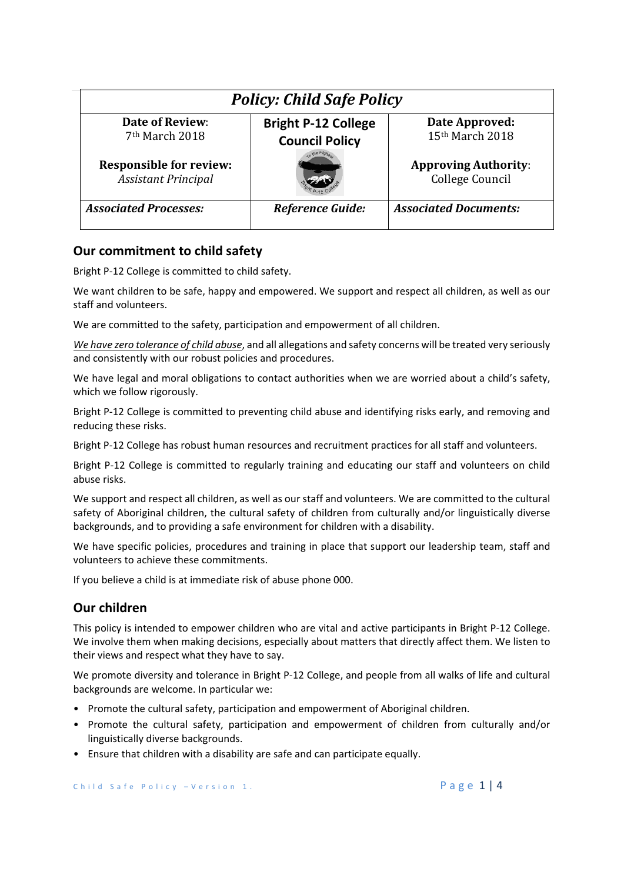| *Policy: Child Safe Policy* | | |
|---|---|---|
| **Date of Review**: 7th March 2018<br><br>**Responsible for review:** *Assistant Principal* | **Bright P-12 College Council Policy** | **Date Approved:** 15th March 2018<br><br>**Approving Authority**: College Council |
| ***Associated Processes:*** | ***Reference Guide:*** | ***Associated Documents:*** |

## Our commitment to child safety

Bright P-12 College is committed to child safety.

We want children to be safe, happy and empowered. We support and respect all children, as well as our staff and volunteers.

We are committed to the safety, participation and empowerment of all children.

*We have zero tolerance of child abuse*, and all allegations and safety concerns will be treated very seriously and consistently with our robust policies and procedures.

We have legal and moral obligations to contact authorities when we are worried about a child's safety, which we follow rigorously.

Bright P-12 College is committed to preventing child abuse and identifying risks early, and removing and reducing these risks.

Bright P-12 College has robust human resources and recruitment practices for all staff and volunteers.

Bright P-12 College is committed to regularly training and educating our staff and volunteers on child abuse risks.

We support and respect all children, as well as our staff and volunteers. We are committed to the cultural safety of Aboriginal children, the cultural safety of children from culturally and/or linguistically diverse backgrounds, and to providing a safe environment for children with a disability.

We have specific policies, procedures and training in place that support our leadership team, staff and volunteers to achieve these commitments.

If you believe a child is at immediate risk of abuse phone 000.

## Our children

This policy is intended to empower children who are vital and active participants in Bright P-12 College. We involve them when making decisions, especially about matters that directly affect them. We listen to their views and respect what they have to say.

We promote diversity and tolerance in Bright P-12 College, and people from all walks of life and cultural backgrounds are welcome. In particular we:

- Promote the cultural safety, participation and empowerment of Aboriginal children.
- Promote the cultural safety, participation and empowerment of children from culturally and/or linguistically diverse backgrounds.
- Ensure that children with a disability are safe and can participate equally.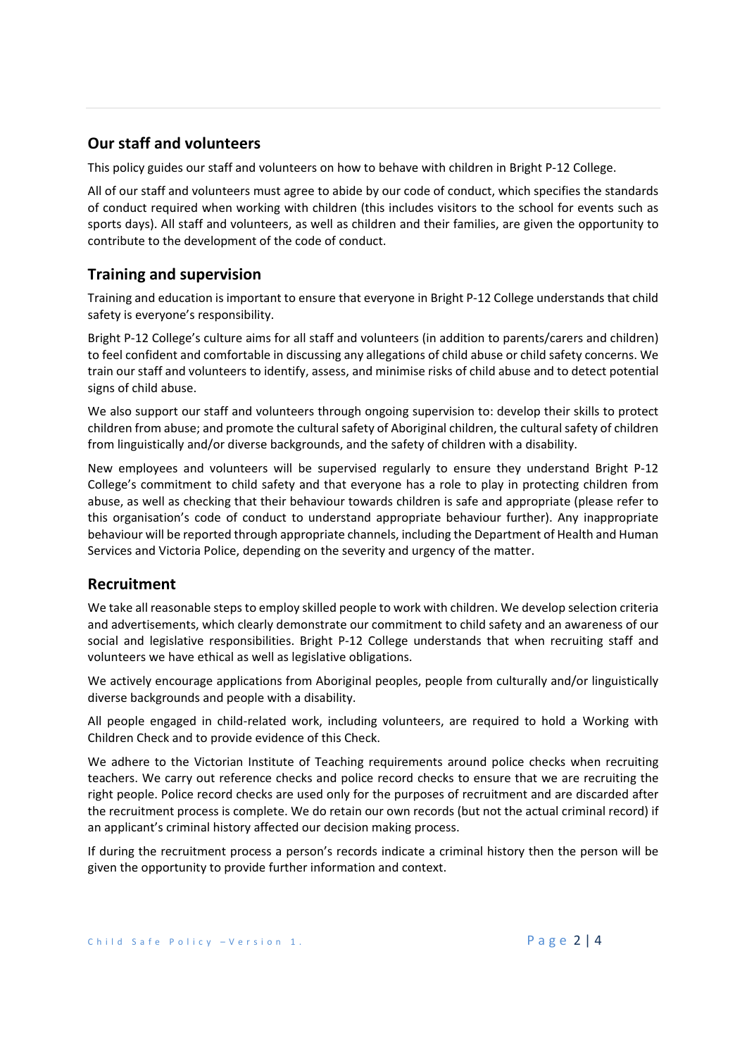## Our staff and volunteers

This policy guides our staff and volunteers on how to behave with children in Bright P-12 College.

All of our staff and volunteers must agree to abide by our code of conduct, which specifies the standards of conduct required when working with children (this includes visitors to the school for events such as sports days). All staff and volunteers, as well as children and their families, are given the opportunity to contribute to the development of the code of conduct.

## Training and supervision

Training and education is important to ensure that everyone in Bright P-12 College understands that child safety is everyone's responsibility.

Bright P-12 College's culture aims for all staff and volunteers (in addition to parents/carers and children) to feel confident and comfortable in discussing any allegations of child abuse or child safety concerns. We train our staff and volunteers to identify, assess, and minimise risks of child abuse and to detect potential signs of child abuse.

We also support our staff and volunteers through ongoing supervision to: develop their skills to protect children from abuse; and promote the cultural safety of Aboriginal children, the cultural safety of children from linguistically and/or diverse backgrounds, and the safety of children with a disability.

New employees and volunteers will be supervised regularly to ensure they understand Bright P-12 College's commitment to child safety and that everyone has a role to play in protecting children from abuse, as well as checking that their behaviour towards children is safe and appropriate (please refer to this organisation's code of conduct to understand appropriate behaviour further). Any inappropriate behaviour will be reported through appropriate channels, including the Department of Health and Human Services and Victoria Police, depending on the severity and urgency of the matter.

## Recruitment

We take all reasonable steps to employ skilled people to work with children. We develop selection criteria and advertisements, which clearly demonstrate our commitment to child safety and an awareness of our social and legislative responsibilities. Bright P-12 College understands that when recruiting staff and volunteers we have ethical as well as legislative obligations.

We actively encourage applications from Aboriginal peoples, people from culturally and/or linguistically diverse backgrounds and people with a disability.

All people engaged in child-related work, including volunteers, are required to hold a Working with Children Check and to provide evidence of this Check.

We adhere to the Victorian Institute of Teaching requirements around police checks when recruiting teachers. We carry out reference checks and police record checks to ensure that we are recruiting the right people. Police record checks are used only for the purposes of recruitment and are discarded after the recruitment process is complete. We do retain our own records (but not the actual criminal record) if an applicant's criminal history affected our decision making process.

If during the recruitment process a person's records indicate a criminal history then the person will be given the opportunity to provide further information and context.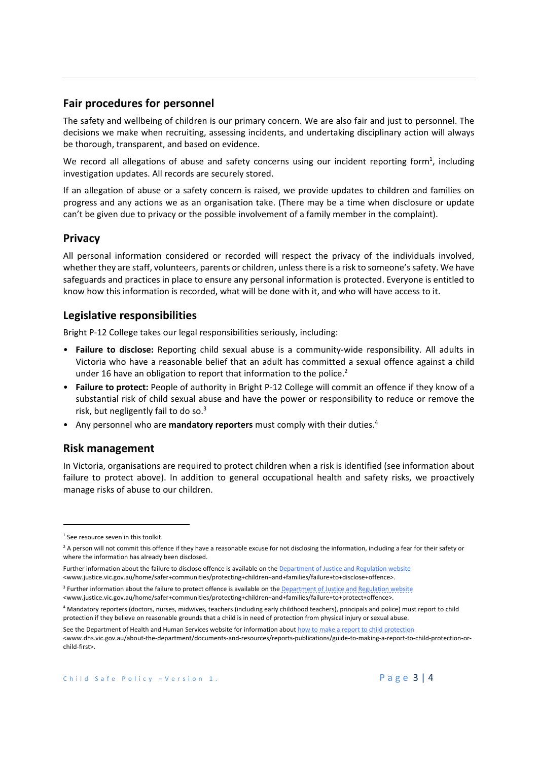## Fair procedures for personnel

The safety and wellbeing of children is our primary concern. We are also fair and just to personnel. The decisions we make when recruiting, assessing incidents, and undertaking disciplinary action will always be thorough, transparent, and based on evidence.

We record all allegations of abuse and safety concerns using our incident reporting form[1], including investigation updates. All records are securely stored.

If an allegation of abuse or a safety concern is raised, we provide updates to children and families on progress and any actions we as an organisation take. (There may be a time when disclosure or update can't be given due to privacy or the possible involvement of a family member in the complaint).

## Privacy

All personal information considered or recorded will respect the privacy of the individuals involved, whether they are staff, volunteers, parents or children, unless there is a risk to someone's safety. We have safeguards and practices in place to ensure any personal information is protected. Everyone is entitled to know how this information is recorded, what will be done with it, and who will have access to it.

## Legislative responsibilities

Bright P-12 College takes our legal responsibilities seriously, including:

- **Failure to disclose:** Reporting child sexual abuse is a community-wide responsibility. All adults in Victoria who have a reasonable belief that an adult has committed a sexual offence against a child under 16 have an obligation to report that information to the police.[2]
- **Failure to protect:** People of authority in Bright P-12 College will commit an offence if they know of a substantial risk of child sexual abuse and have the power or responsibility to reduce or remove the risk, but negligently fail to do so.[3]
- Any personnel who are **mandatory reporters** must comply with their duties.[4]

## Risk management

In Victoria, organisations are required to protect children when a risk is identified (see information about failure to protect above). In addition to general occupational health and safety risks, we proactively manage risks of abuse to our children.

---

[1] See resource seven in this toolkit.

[2] A person will not commit this offence if they have a reasonable excuse for not disclosing the information, including a fear for their safety or where the information has already been disclosed.

Further information about the failure to disclose offence is available on the Department of Justice and Regulation website <www.justice.vic.gov.au/home/safer+communities/protecting+children+and+families/failure+to+disclose+offence>.

[3] Further information about the failure to protect offence is available on the Department of Justice and Regulation website <www.justice.vic.gov.au/home/safer+communities/protecting+children+and+families/failure+to+protect+offence>.

[4] Mandatory reporters (doctors, nurses, midwives, teachers (including early childhood teachers), principals and police) must report to child protection if they believe on reasonable grounds that a child is in need of protection from physical injury or sexual abuse.

See the Department of Health and Human Services website for information about how to make a report to child protection <www.dhs.vic.gov.au/about-the-department/documents-and-resources/reports-publications/guide-to-making-a-report-to-child-protection-or-child-first>.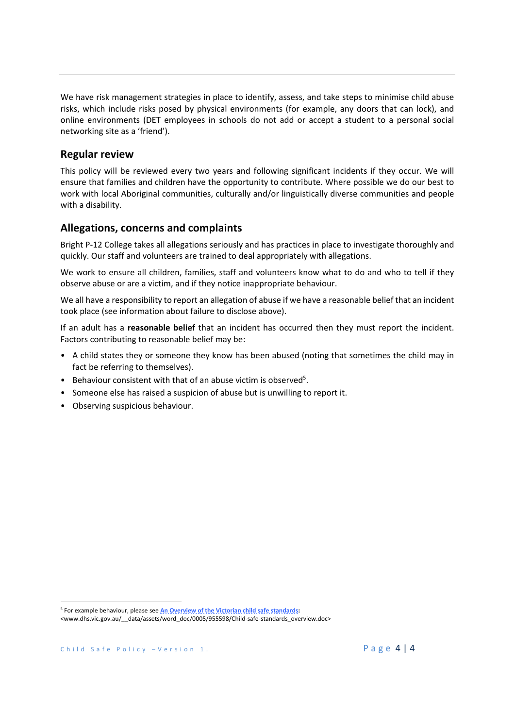We have risk management strategies in place to identify, assess, and take steps to minimise child abuse risks, which include risks posed by physical environments (for example, any doors that can lock), and online environments (DET employees in schools do not add or accept a student to a personal social networking site as a 'friend').

## Regular review

This policy will be reviewed every two years and following significant incidents if they occur. We will ensure that families and children have the opportunity to contribute. Where possible we do our best to work with local Aboriginal communities, culturally and/or linguistically diverse communities and people with a disability.

## Allegations, concerns and complaints

Bright P-12 College takes all allegations seriously and has practices in place to investigate thoroughly and quickly. Our staff and volunteers are trained to deal appropriately with allegations.

We work to ensure all children, families, staff and volunteers know what to do and who to tell if they observe abuse or are a victim, and if they notice inappropriate behaviour.

We all have a responsibility to report an allegation of abuse if we have a reasonable belief that an incident took place (see information about failure to disclose above).

If an adult has a **reasonable belief** that an incident has occurred then they must report the incident. Factors contributing to reasonable belief may be:

- A child states they or someone they know has been abused (noting that sometimes the child may in fact be referring to themselves).
- Behaviour consistent with that of an abuse victim is observed[5].
- Someone else has raised a suspicion of abuse but is unwilling to report it.
- Observing suspicious behaviour.

[5] For example behaviour, please see **An Overview of the Victorian child safe standards:** <www.dhs.vic.gov.au/__data/assets/word_doc/0005/955598/Child-safe-standards_overview.doc>